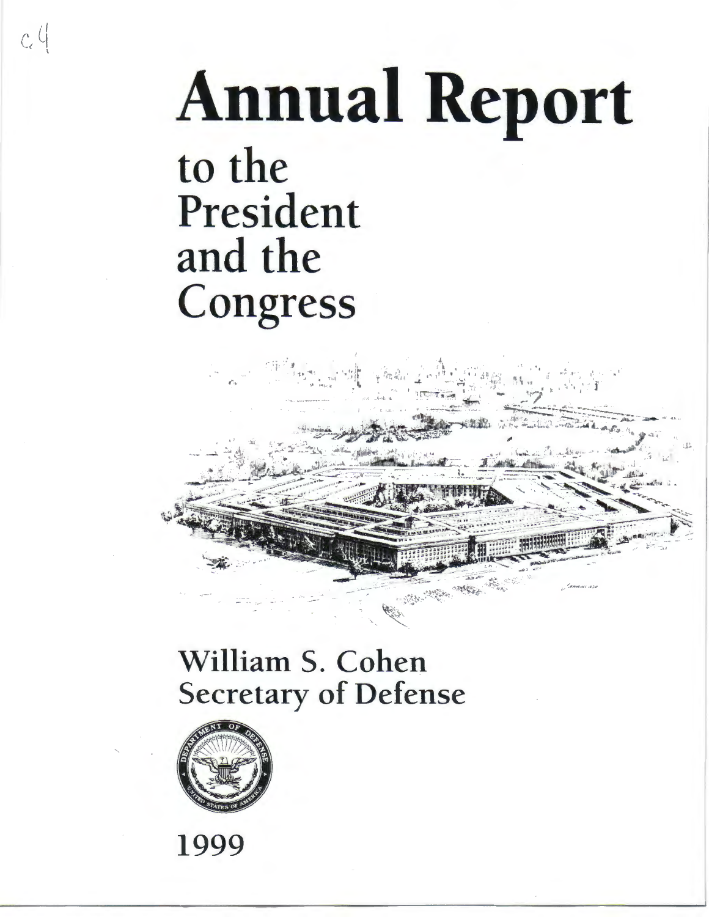c.4

# Annual Report

## to the President and the Congress

## William S. Cohen
## Secretary of Defense

**1999**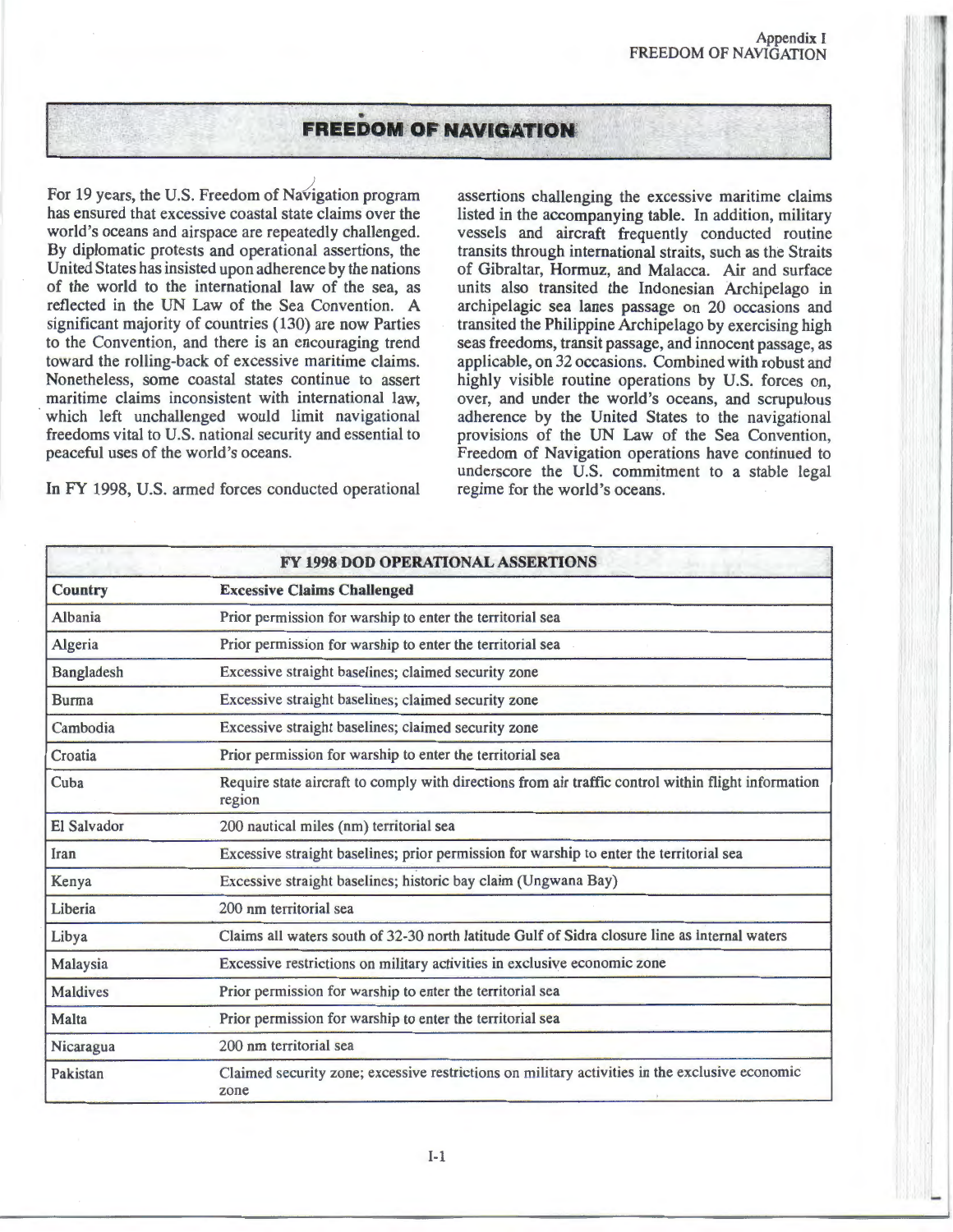# FREEDOM OF NAVIGATION

For 19 years, the U.S. Freedom of Navigation program has ensured that excessive coastal state claims over the world's oceans and airspace are repeatedly challenged. By diplomatic protests and operational assertions, the United States has insisted upon adherence by the nations of the world to the international law of the sea, as reflected in the UN Law of the Sea Convention. A significant majority of countries (130) are now Parties to the Convention, and there is an encouraging trend toward the rolling-back of excessive maritime claims. Nonetheless, some coastal states continue to assert maritime claims inconsistent with international law, which left unchallenged would limit navigational freedoms vital to U.S. national security and essential to peaceful uses of the world's oceans.

In FY 1998, U.S. armed forces conducted operational assertions challenging the excessive maritime claims listed in the accompanying table. In addition, military vessels and aircraft frequently conducted routine transits through international straits, such as the Straits of Gibraltar, Hormuz, and Malacca. Air and surface units also transited the Indonesian Archipelago in archipelagic sea lanes passage on 20 occasions and transited the Philippine Archipelago by exercising high seas freedoms, transit passage, and innocent passage, as applicable, on 32 occasions. Combined with robust and highly visible routine operations by U.S. forces on, over, and under the world's oceans, and scrupulous adherence by the United States to the navigational provisions of the UN Law of the Sea Convention, Freedom of Navigation operations have continued to underscore the U.S. commitment to a stable legal regime for the world's oceans.

**FY 1998 DOD OPERATIONAL ASSERTIONS**

| Country | Excessive Claims Challenged |
|---|---|
| Albania | Prior permission for warship to enter the territorial sea |
| Algeria | Prior permission for warship to enter the territorial sea |
| Bangladesh | Excessive straight baselines; claimed security zone |
| Burma | Excessive straight baselines; claimed security zone |
| Cambodia | Excessive straight baselines; claimed security zone |
| Croatia | Prior permission for warship to enter the territorial sea |
| Cuba | Require state aircraft to comply with directions from air traffic control within flight information region |
| El Salvador | 200 nautical miles (nm) territorial sea |
| Iran | Excessive straight baselines; prior permission for warship to enter the territorial sea |
| Kenya | Excessive straight baselines; historic bay claim (Ungwana Bay) |
| Liberia | 200 nm territorial sea |
| Libya | Claims all waters south of 32-30 north latitude Gulf of Sidra closure line as internal waters |
| Malaysia | Excessive restrictions on military activities in exclusive economic zone |
| Maldives | Prior permission for warship to enter the territorial sea |
| Malta | Prior permission for warship to enter the territorial sea |
| Nicaragua | 200 nm territorial sea |
| Pakistan | Claimed security zone; excessive restrictions on military activities in the exclusive economic zone |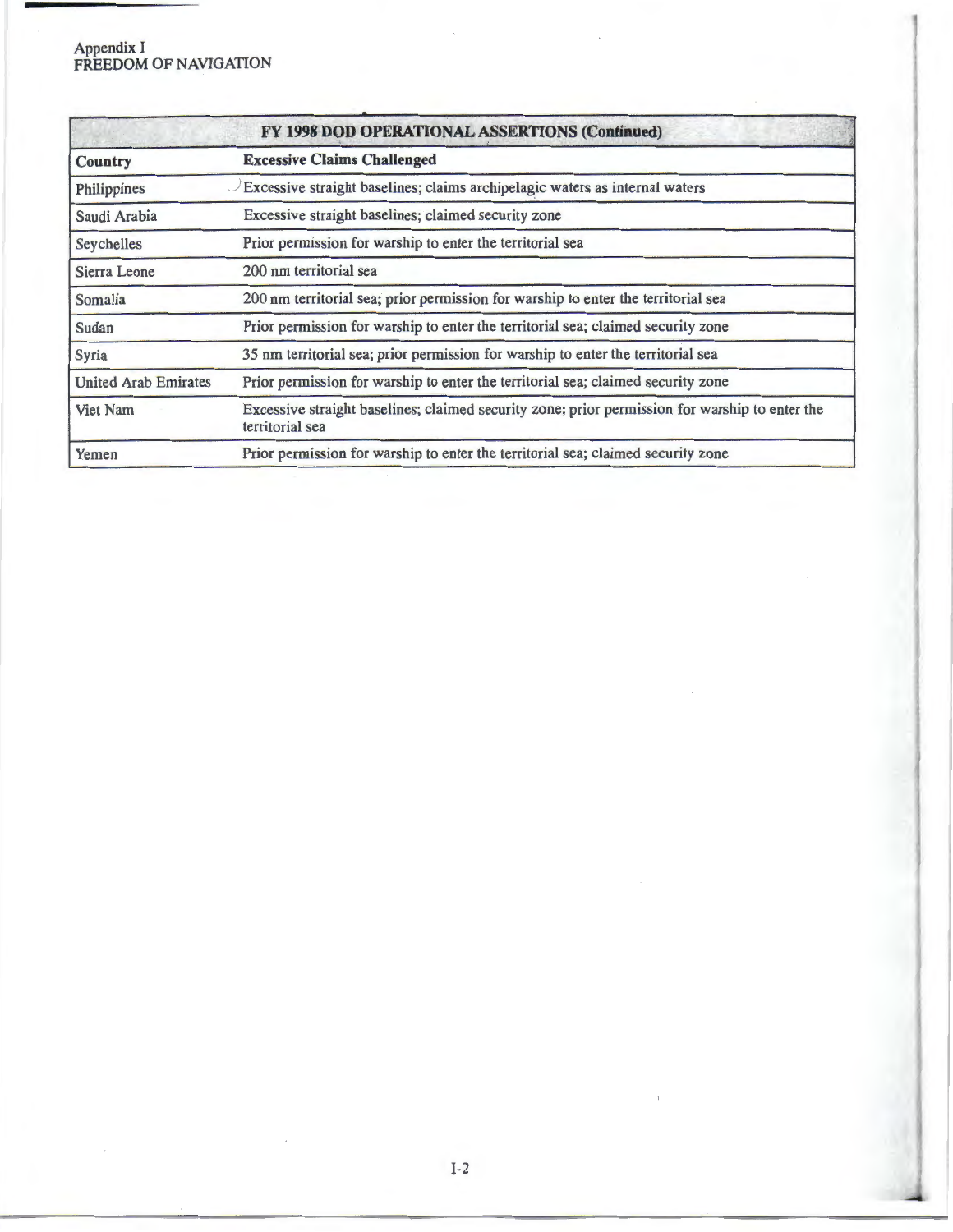| FY 1998 DOD OPERATIONAL ASSERTIONS (Continued) | |
|---|---|
| **Country** | **Excessive Claims Challenged** |
| Philippines | Excessive straight baselines; claims archipelagic waters as internal waters |
| Saudi Arabia | Excessive straight baselines; claimed security zone |
| Seychelles | Prior permission for warship to enter the territorial sea |
| Sierra Leone | 200 nm territorial sea |
| Somalia | 200 nm territorial sea; prior permission for warship to enter the territorial sea |
| Sudan | Prior permission for warship to enter the territorial sea; claimed security zone |
| Syria | 35 nm territorial sea; prior permission for warship to enter the territorial sea |
| United Arab Emirates | Prior permission for warship to enter the territorial sea; claimed security zone |
| Viet Nam | Excessive straight baselines; claimed security zone; prior permission for warship to enter the territorial sea |
| Yemen | Prior permission for warship to enter the territorial sea; claimed security zone |